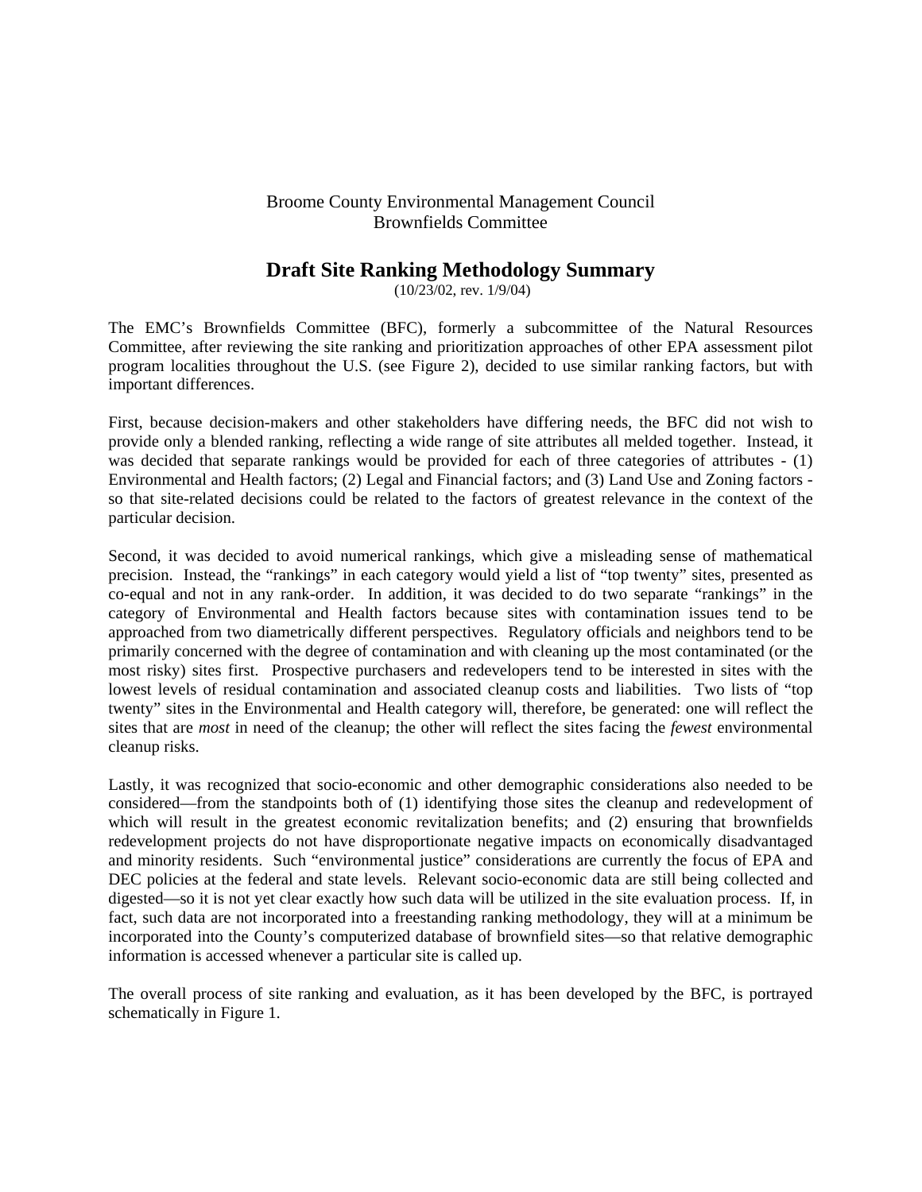Broome County Environmental Management Council
Brownfields Committee

# Draft Site Ranking Methodology Summary

(10/23/02, rev. 1/9/04)

The EMC's Brownfields Committee (BFC), formerly a subcommittee of the Natural Resources Committee, after reviewing the site ranking and prioritization approaches of other EPA assessment pilot program localities throughout the U.S. (see Figure 2), decided to use similar ranking factors, but with important differences.

First, because decision-makers and other stakeholders have differing needs, the BFC did not wish to provide only a blended ranking, reflecting a wide range of site attributes all melded together. Instead, it was decided that separate rankings would be provided for each of three categories of attributes - (1) Environmental and Health factors; (2) Legal and Financial factors; and (3) Land Use and Zoning factors - so that site-related decisions could be related to the factors of greatest relevance in the context of the particular decision.

Second, it was decided to avoid numerical rankings, which give a misleading sense of mathematical precision. Instead, the "rankings" in each category would yield a list of "top twenty" sites, presented as co-equal and not in any rank-order. In addition, it was decided to do two separate "rankings" in the category of Environmental and Health factors because sites with contamination issues tend to be approached from two diametrically different perspectives. Regulatory officials and neighbors tend to be primarily concerned with the degree of contamination and with cleaning up the most contaminated (or the most risky) sites first. Prospective purchasers and redevelopers tend to be interested in sites with the lowest levels of residual contamination and associated cleanup costs and liabilities. Two lists of "top twenty" sites in the Environmental and Health category will, therefore, be generated: one will reflect the sites that are *most* in need of the cleanup; the other will reflect the sites facing the *fewest* environmental cleanup risks.

Lastly, it was recognized that socio-economic and other demographic considerations also needed to be considered—from the standpoints both of (1) identifying those sites the cleanup and redevelopment of which will result in the greatest economic revitalization benefits; and (2) ensuring that brownfields redevelopment projects do not have disproportionate negative impacts on economically disadvantaged and minority residents. Such "environmental justice" considerations are currently the focus of EPA and DEC policies at the federal and state levels. Relevant socio-economic data are still being collected and digested—so it is not yet clear exactly how such data will be utilized in the site evaluation process. If, in fact, such data are not incorporated into a freestanding ranking methodology, they will at a minimum be incorporated into the County's computerized database of brownfield sites—so that relative demographic information is accessed whenever a particular site is called up.

The overall process of site ranking and evaluation, as it has been developed by the BFC, is portrayed schematically in Figure 1.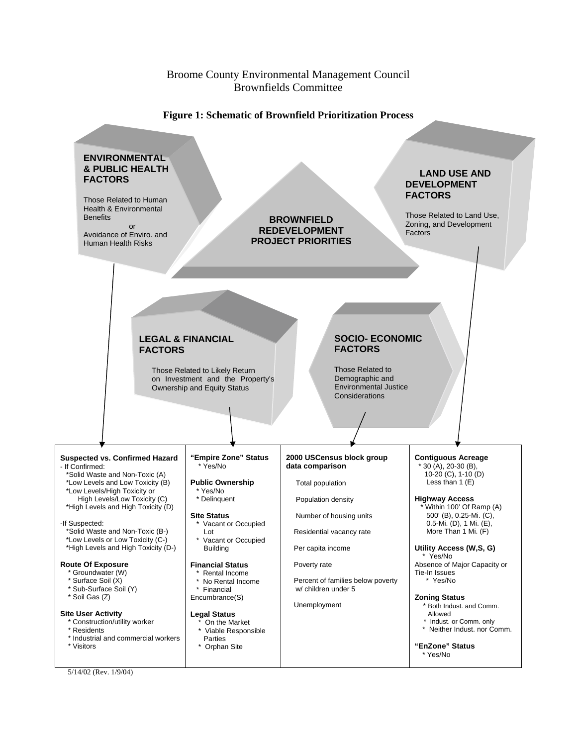Broome County Environmental Management Council
Brownfields Committee

**Figure 1: Schematic of Brownfield Prioritization Process**

**BROWNFIELD REDEVELOPMENT PROJECT PRIORITIES**

**ENVIRONMENTAL & PUBLIC HEALTH FACTORS**

Those Related to Human Health & Environmental Benefits or Avoidance of Enviro. and Human Health Risks

**LAND USE AND DEVELOPMENT FACTORS**

Those Related to Land Use, Zoning, and Development Factors

**LEGAL & FINANCIAL FACTORS**

Those Related to Likely Return on Investment and the Property's Ownership and Equity Status

**SOCIO- ECONOMIC FACTORS**

Those Related to Demographic and Environmental Justice Considerations

| Environmental & Public Health | Legal & Financial | Socio-Economic | Land Use and Development |
|---|---|---|---|
| **Suspected vs. Confirmed Hazard**<br>- If Confirmed:<br>*Solid Waste and Non-Toxic (A)<br>*Low Levels and Low Toxicity (B)<br>*Low Levels/High Toxicity or High Levels/Low Toxicity (C)<br>*High Levels and High Toxicity (D)<br><br>-If Suspected:<br>*Solid Waste and Non-Toxic (B-)<br>*Low Levels or Low Toxicity (C-)<br>*High Levels and High Toxicity (D-)<br><br>**Route Of Exposure**<br>* Groundwater (W)<br>* Surface Soil (X)<br>* Sub-Surface Soil (Y)<br>* Soil Gas (Z)<br><br>**Site User Activity**<br>* Construction/utility worker<br>* Residents<br>* Industrial and commercial workers<br>* Visitors | **"Empire Zone" Status**<br>* Yes/No<br><br>**Public Ownership**<br>* Yes/No<br>* Delinquent<br><br>**Site Status**<br>* Vacant or Occupied Lot<br>* Vacant or Occupied Building<br><br>**Financial Status**<br>* Rental Income<br>* No Rental Income<br>* Financial Encumbrance(S)<br><br>**Legal Status**<br>* On the Market<br>* Viable Responsible Parties<br>* Orphan Site | **2000 USCensus block group data comparison**<br><br>Total population<br><br>Population density<br><br>Number of housing units<br><br>Residential vacancy rate<br><br>Per capita income<br><br>Poverty rate<br><br>Percent of families below poverty w/ children under 5<br><br>Unemployment | **Contiguous Acreage**<br>* 30 (A), 20-30 (B), 10-20 (C), 1-10 (D) Less than 1 (E)<br><br>**Highway Access**<br>* Within 100' Of Ramp (A) 500' (B), 0.25-Mi. (C), 0.5-Mi. (D), 1 Mi. (E), More Than 1 Mi. (F)<br><br>**Utility Access (W,S, G)**<br>* Yes/No<br>Absence of Major Capacity or Tie-In Issues<br>* Yes/No<br><br>**Zoning Status**<br>* Both Indust. and Comm. Allowed<br>* Indust. or Comm. only<br>* Neither Indust. nor Comm.<br><br>**"EnZone" Status**<br>* Yes/No |

5/14/02 (Rev. 1/9/04)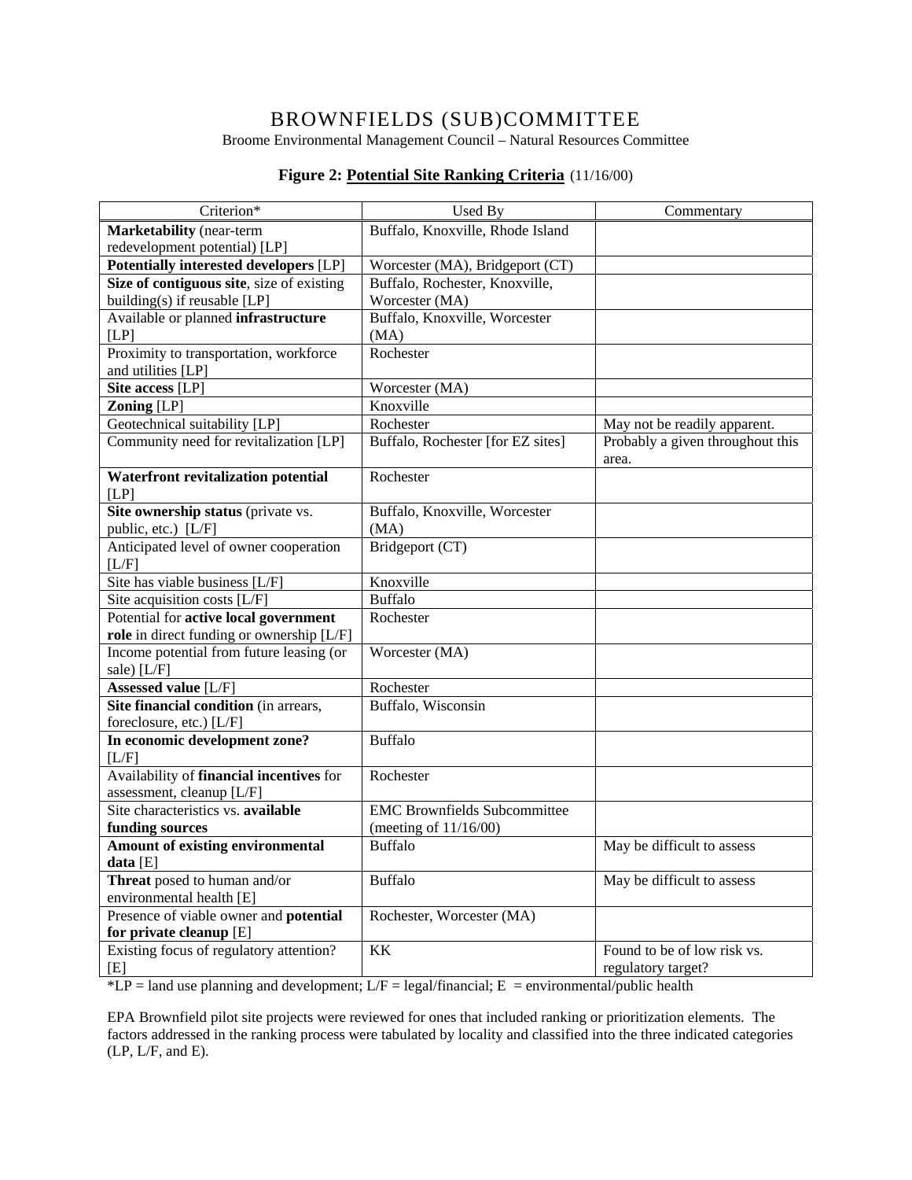# BROWNFIELDS (SUB)COMMITTEE

Broome Environmental Management Council – Natural Resources Committee

### Figure 2: Potential Site Ranking Criteria (11/16/00)

| Criterion* | Used By | Commentary |
|---|---|---|
| **Marketability** (near-term redevelopment potential) [LP] | Buffalo, Knoxville, Rhode Island | |
| **Potentially interested developers** [LP] | Worcester (MA), Bridgeport (CT) | |
| **Size of contiguous site**, size of existing building(s) if reusable [LP] | Buffalo, Rochester, Knoxville, Worcester (MA) | |
| Available or planned **infrastructure** [LP] | Buffalo, Knoxville, Worcester (MA) | |
| Proximity to transportation, workforce and utilities [LP] | Rochester | |
| **Site access** [LP] | Worcester (MA) | |
| **Zoning** [LP] | Knoxville | |
| Geotechnical suitability [LP] | Rochester | May not be readily apparent. |
| Community need for revitalization [LP] | Buffalo, Rochester [for EZ sites] | Probably a given throughout this area. |
| **Waterfront revitalization potential** [LP] | Rochester | |
| **Site ownership status** (private vs. public, etc.) [L/F] | Buffalo, Knoxville, Worcester (MA) | |
| Anticipated level of owner cooperation [L/F] | Bridgeport (CT) | |
| Site has viable business [L/F] | Knoxville | |
| Site acquisition costs [L/F] | Buffalo | |
| Potential for **active local government role** in direct funding or ownership [L/F] | Rochester | |
| Income potential from future leasing (or sale) [L/F] | Worcester (MA) | |
| **Assessed value** [L/F] | Rochester | |
| **Site financial condition** (in arrears, foreclosure, etc.) [L/F] | Buffalo, Wisconsin | |
| **In economic development zone?** [L/F] | Buffalo | |
| Availability of **financial incentives** for assessment, cleanup [L/F] | Rochester | |
| Site characteristics vs. **available funding sources** | EMC Brownfields Subcommittee (meeting of 11/16/00) | |
| **Amount of existing environmental data** [E] | Buffalo | May be difficult to assess |
| **Threat** posed to human and/or environmental health [E] | Buffalo | May be difficult to assess |
| Presence of viable owner and **potential for private cleanup** [E] | Rochester, Worcester (MA) | |
| Existing focus of regulatory attention? [E] | KK | Found to be of low risk vs. regulatory target? |

*LP = land use planning and development; L/F = legal/financial; E = environmental/public health

EPA Brownfield pilot site projects were reviewed for ones that included ranking or prioritization elements. The factors addressed in the ranking process were tabulated by locality and classified into the three indicated categories (LP, L/F, and E).